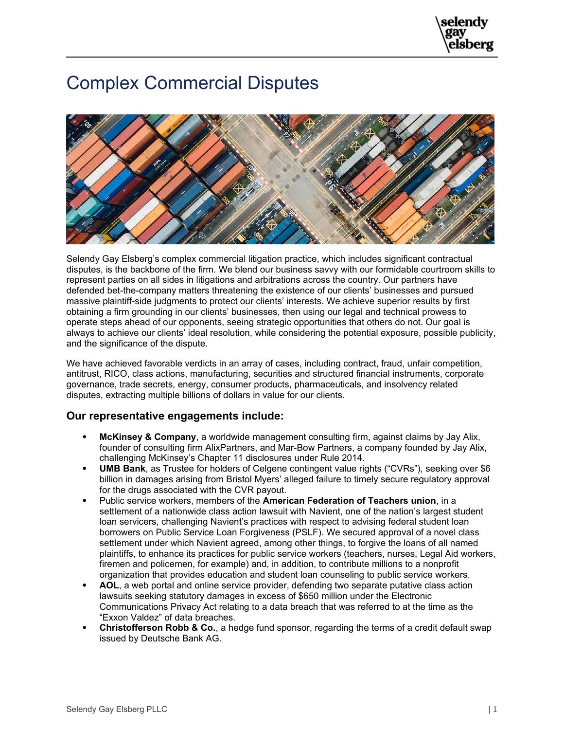# Complex Commercial Disputes

Selendy Gay Elsberg's complex commercial litigation practice, which includes significant contractual disputes, is the backbone of the firm. We blend our business savvy with our formidable courtroom skills to represent parties on all sides in litigations and arbitrations across the country. Our partners have defended bet-the-company matters threatening the existence of our clients' businesses and pursued massive plaintiff-side judgments to protect our clients' interests. We achieve superior results by first obtaining a firm grounding in our clients' businesses, then using our legal and technical prowess to operate steps ahead of our opponents, seeing strategic opportunities that others do not. Our goal is always to achieve our clients' ideal resolution, while considering the potential exposure, possible publicity, and the significance of the dispute.

We have achieved favorable verdicts in an array of cases, including contract, fraud, unfair competition, antitrust, RICO, class actions, manufacturing, securities and structured financial instruments, corporate governance, trade secrets, energy, consumer products, pharmaceuticals, and insolvency related disputes, extracting multiple billions of dollars in value for our clients.

### Our representative engagements include:

- **McKinsey & Company**, a worldwide management consulting firm, against claims by Jay Alix, founder of consulting firm AlixPartners, and Mar-Bow Partners, a company founded by Jay Alix, challenging McKinsey's Chapter 11 disclosures under Rule 2014.
- **UMB Bank**, as Trustee for holders of Celgene contingent value rights ("CVRs"), seeking over $6 billion in damages arising from Bristol Myers' alleged failure to timely secure regulatory approval for the drugs associated with the CVR payout.
- Public service workers, members of the **American Federation of Teachers union**, in a settlement of a nationwide class action lawsuit with Navient, one of the nation's largest student loan servicers, challenging Navient's practices with respect to advising federal student loan borrowers on Public Service Loan Forgiveness (PSLF). We secured approval of a novel class settlement under which Navient agreed, among other things, to forgive the loans of all named plaintiffs, to enhance its practices for public service workers (teachers, nurses, Legal Aid workers, firemen and policemen, for example) and, in addition, to contribute millions to a nonprofit organization that provides education and student loan counseling to public service workers.
- **AOL**, a web portal and online service provider, defending two separate putative class action lawsuits seeking statutory damages in excess of $650 million under the Electronic Communications Privacy Act relating to a data breach that was referred to at the time as the "Exxon Valdez" of data breaches.
- **Christofferson Robb & Co.**, a hedge fund sponsor, regarding the terms of a credit default swap issued by Deutsche Bank AG.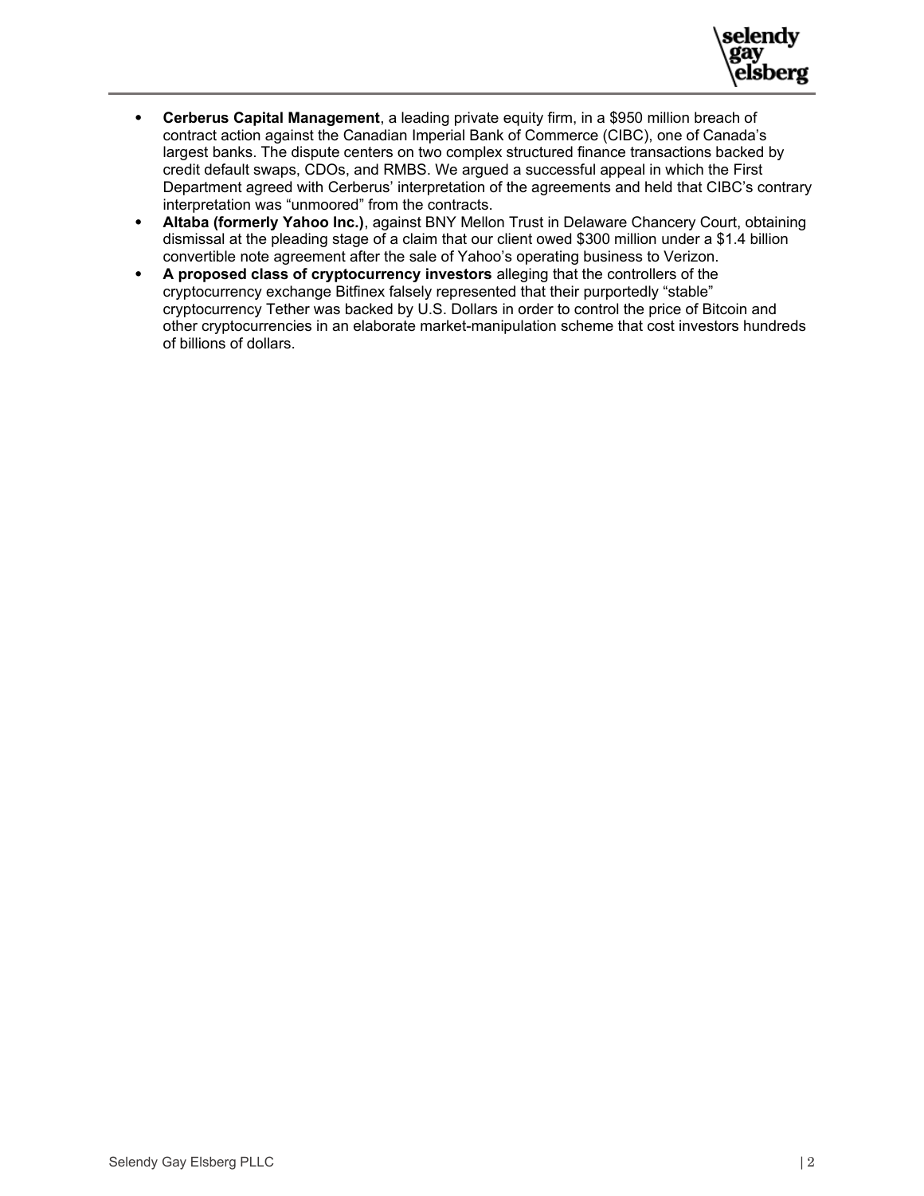- **Cerberus Capital Management**, a leading private equity firm, in a $950 million breach of contract action against the Canadian Imperial Bank of Commerce (CIBC), one of Canada's largest banks. The dispute centers on two complex structured finance transactions backed by credit default swaps, CDOs, and RMBS. We argued a successful appeal in which the First Department agreed with Cerberus' interpretation of the agreements and held that CIBC's contrary interpretation was "unmoored" from the contracts.
- **Altaba (formerly Yahoo Inc.)**, against BNY Mellon Trust in Delaware Chancery Court, obtaining dismissal at the pleading stage of a claim that our client owed $300 million under a $1.4 billion convertible note agreement after the sale of Yahoo's operating business to Verizon.
- **A proposed class of cryptocurrency investors** alleging that the controllers of the cryptocurrency exchange Bitfinex falsely represented that their purportedly "stable" cryptocurrency Tether was backed by U.S. Dollars in order to control the price of Bitcoin and other cryptocurrencies in an elaborate market-manipulation scheme that cost investors hundreds of billions of dollars.